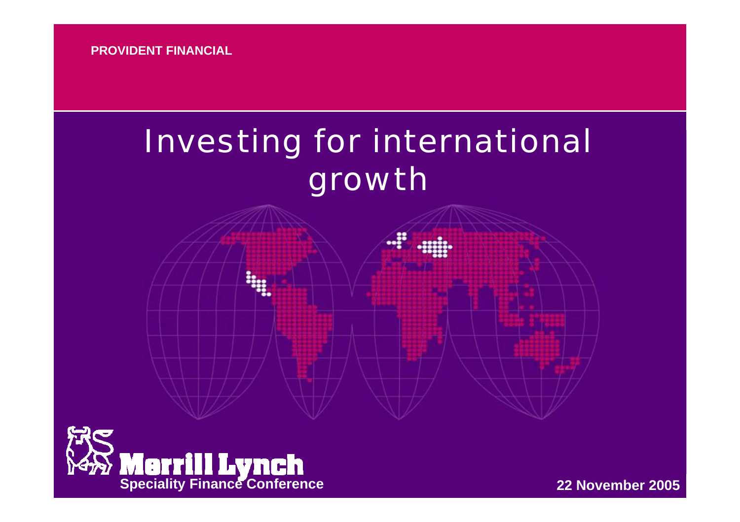PROVIDENT FINANCIAL

# Investing for international growth

Merrill Lynch

Speciality Finance Conference

22 November 2005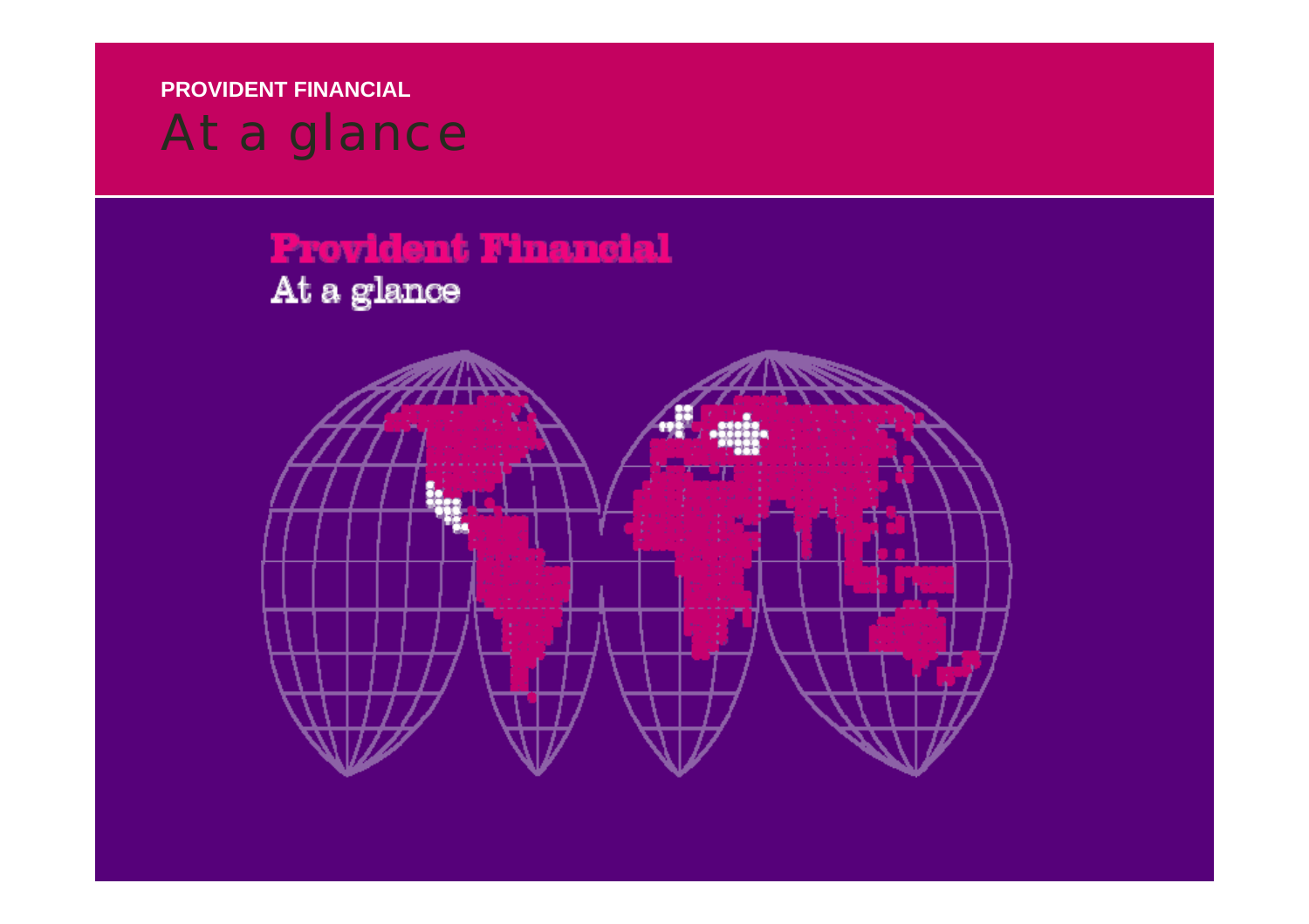PROVIDENT FINANCIAL

# At a glance

## Provident Financial

At a glance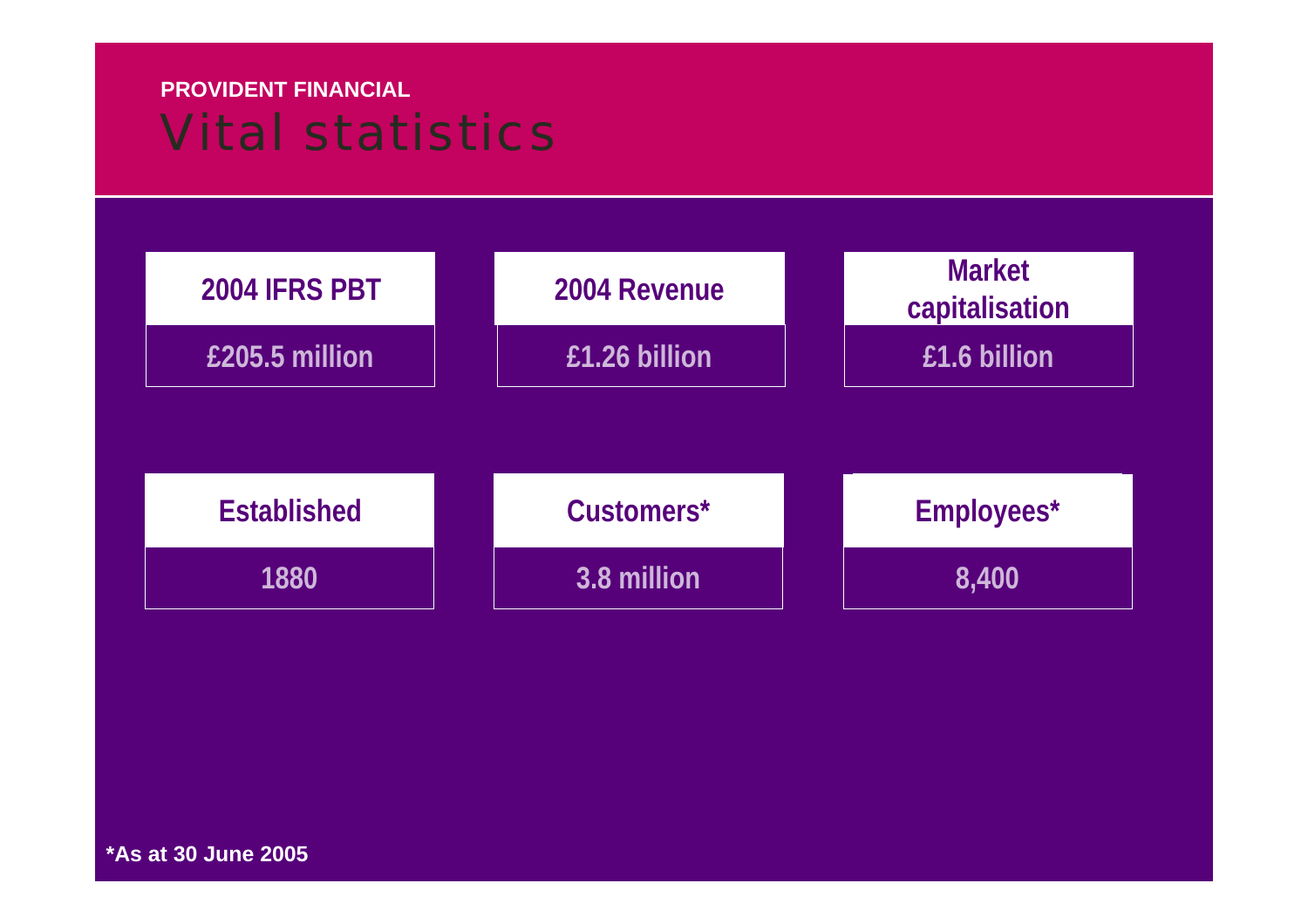**PROVIDENT FINANCIAL**

# Vital statistics

| 2004 IFRS PBT | 2004 Revenue | Market capitalisation |
|---|---|---|
| £205.5 million | £1.26 billion | £1.6 billion |

| Established | Customers* | Employees* |
|---|---|---|
| 1880 | 3.8 million | 8,400 |

**\*As at 30 June 2005**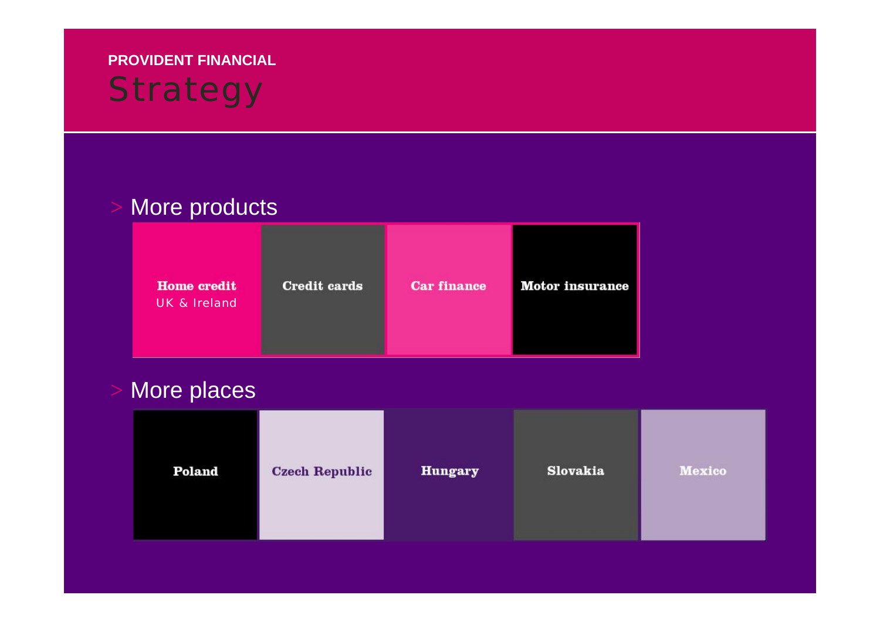PROVIDENT FINANCIAL

# Strategy

## > More products

- **Home credit** UK & Ireland
- **Credit cards**
- **Car finance**
- **Motor insurance**

## > More places

- **Poland**
- **Czech Republic**
- **Hungary**
- **Slovakia**
- **Mexico**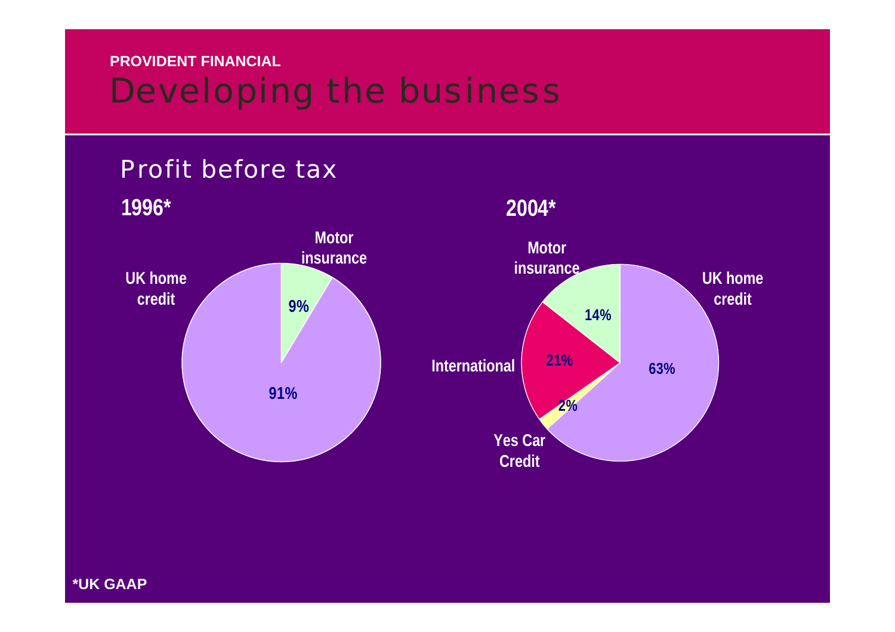PROVIDENT FINANCIAL

# Developing the business

## Profit before tax

**1996***

| Segment | Share |
| --- | --- |
| UK home credit | 91% |
| Motor insurance | 9% |

**2004***

| Segment | Share |
| --- | --- |
| UK home credit | 63% |
| International | 21% |
| Motor insurance | 14% |
| Yes Car Credit | 2% |

*UK GAAP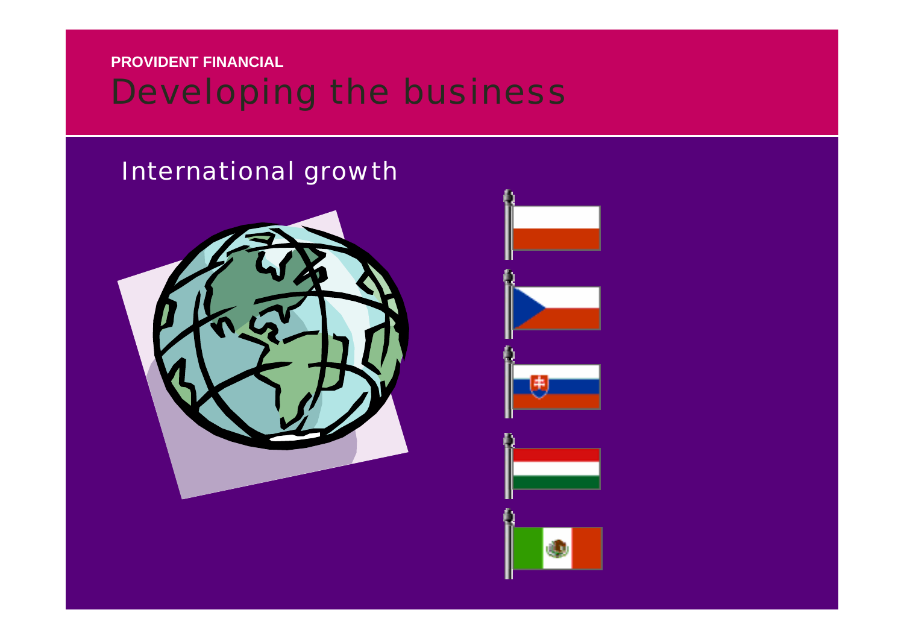**PROVIDENT FINANCIAL**

# Developing the business

## International growth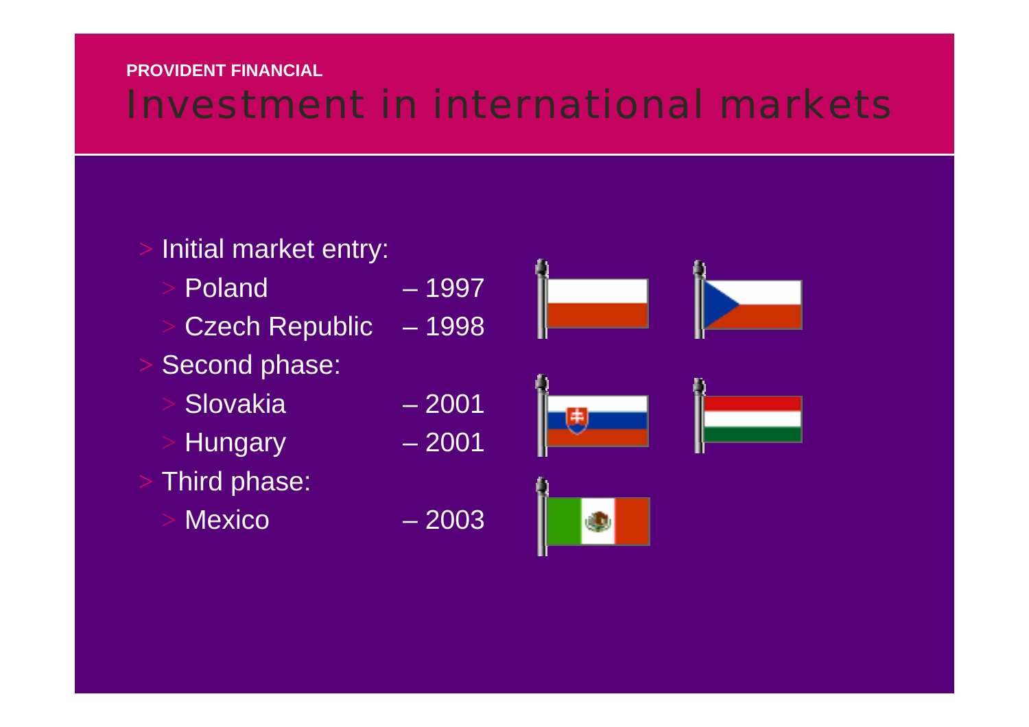PROVIDENT FINANCIAL

# Investment in international markets

- Initial market entry:
  - Poland – 1997
  - Czech Republic – 1998
- Second phase:
  - Slovakia – 2001
  - Hungary – 2001
- Third phase:
  - Mexico – 2003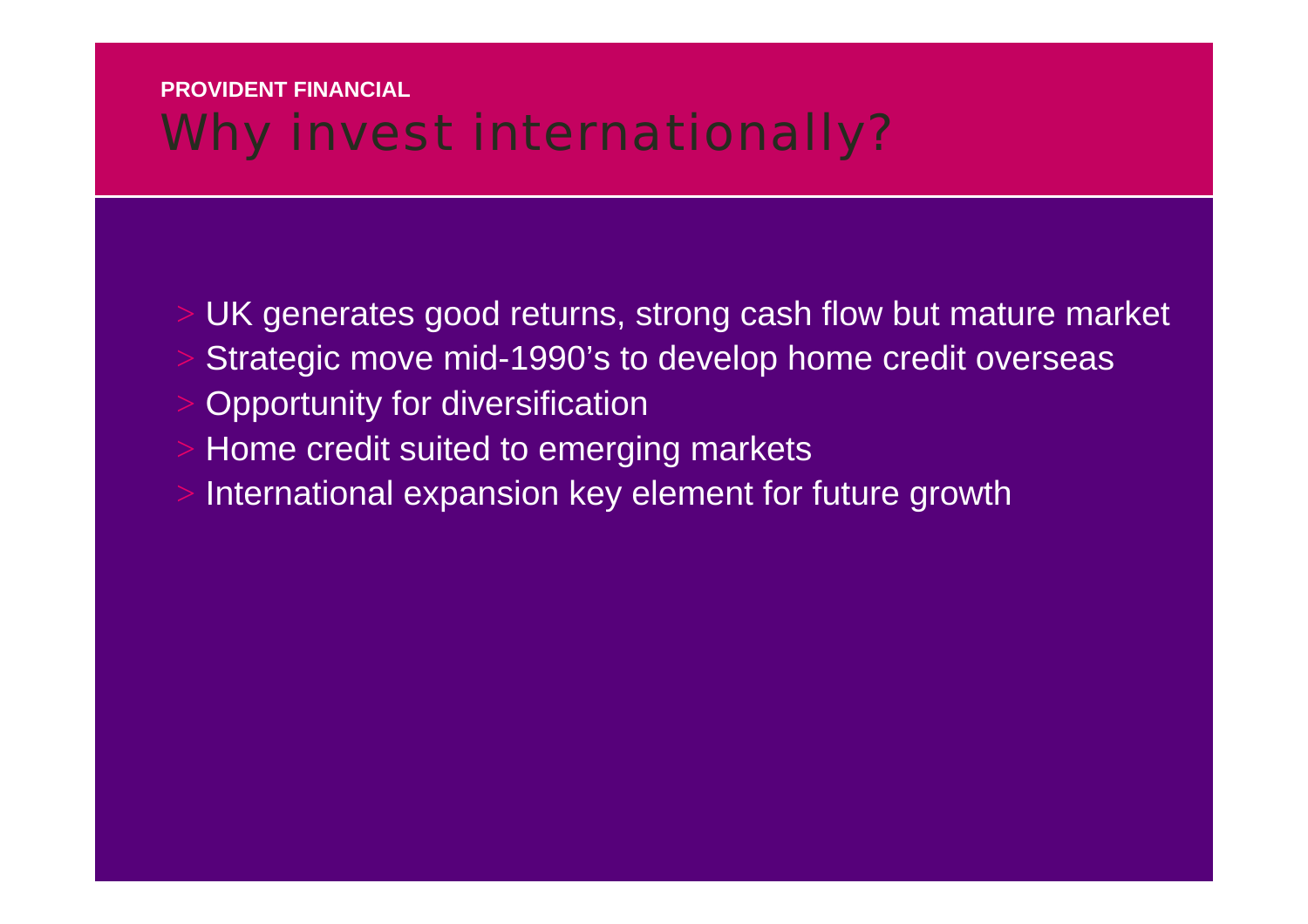**PROVIDENT FINANCIAL**

# Why invest internationally?

- UK generates good returns, strong cash flow but mature market
- Strategic move mid-1990's to develop home credit overseas
- Opportunity for diversification
- Home credit suited to emerging markets
- International expansion key element for future growth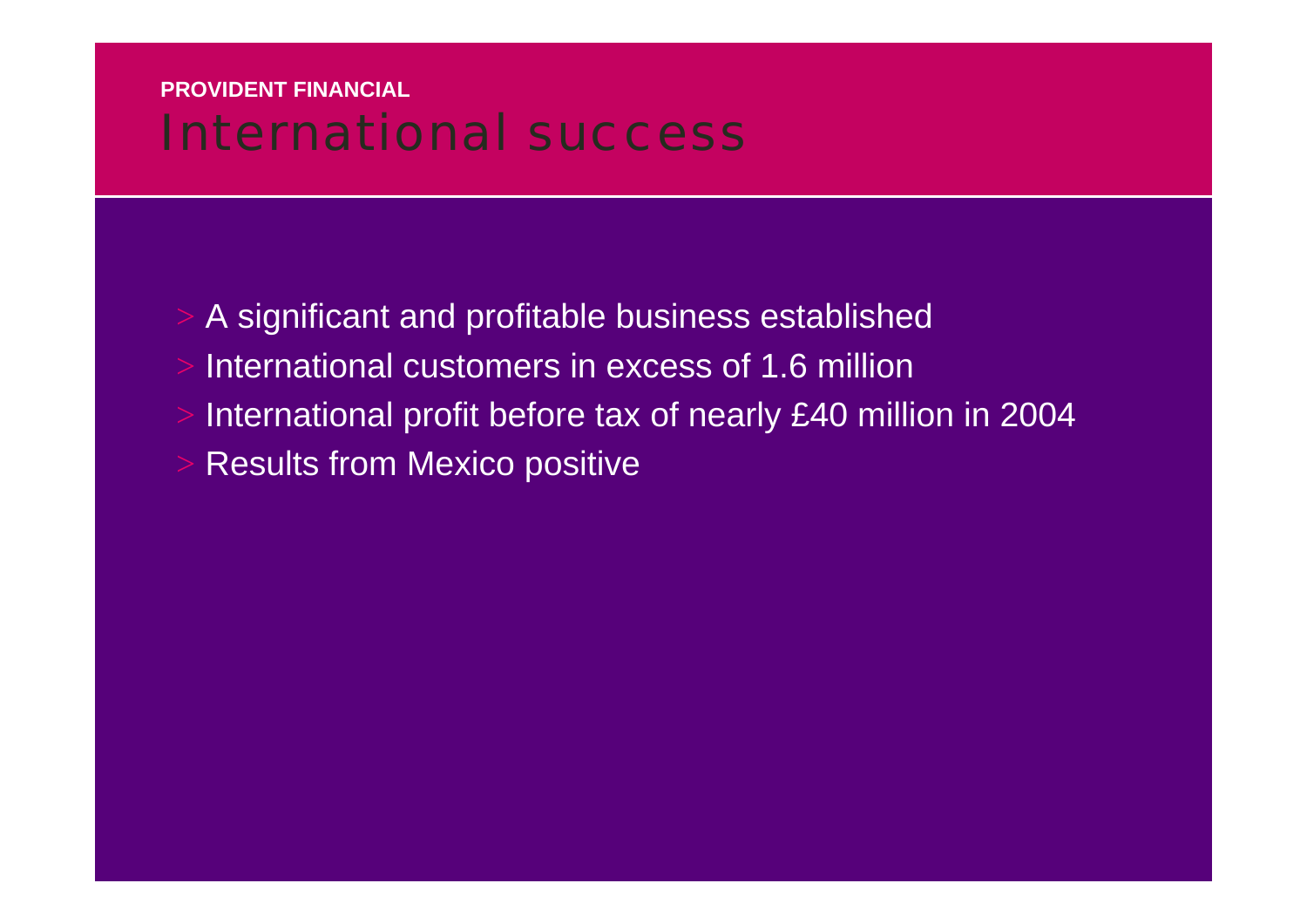PROVIDENT FINANCIAL

# International success

- A significant and profitable business established
- International customers in excess of 1.6 million
- International profit before tax of nearly £40 million in 2004
- Results from Mexico positive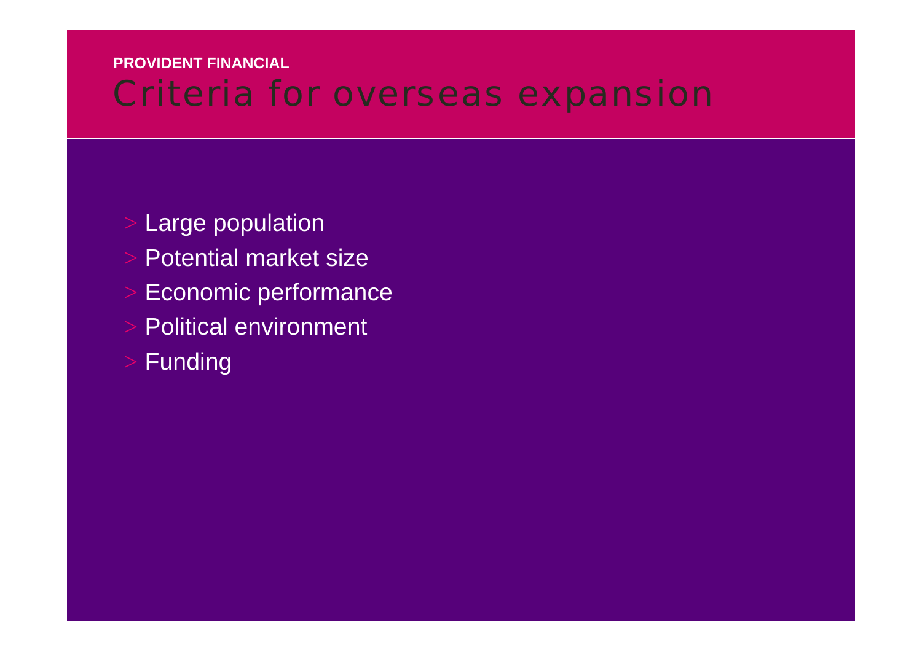**PROVIDENT FINANCIAL**

# Criteria for overseas expansion

- Large population
- Potential market size
- Economic performance
- Political environment
- Funding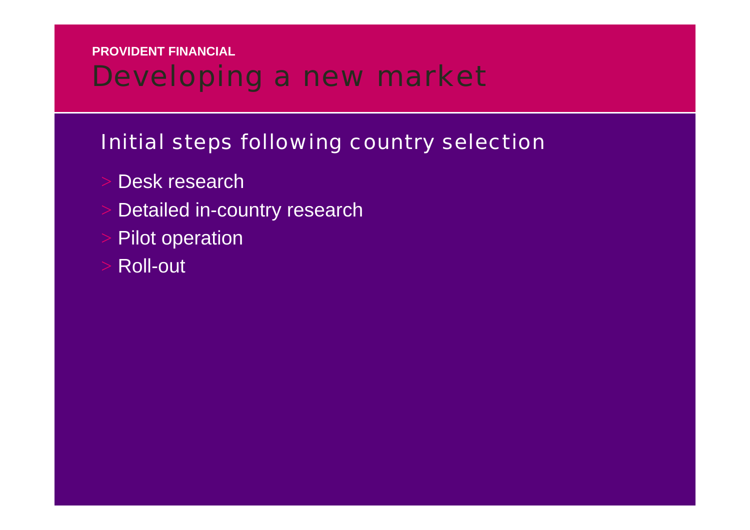**PROVIDENT FINANCIAL**

# Developing a new market

## Initial steps following country selection

- Desk research
- Detailed in-country research
- Pilot operation
- Roll-out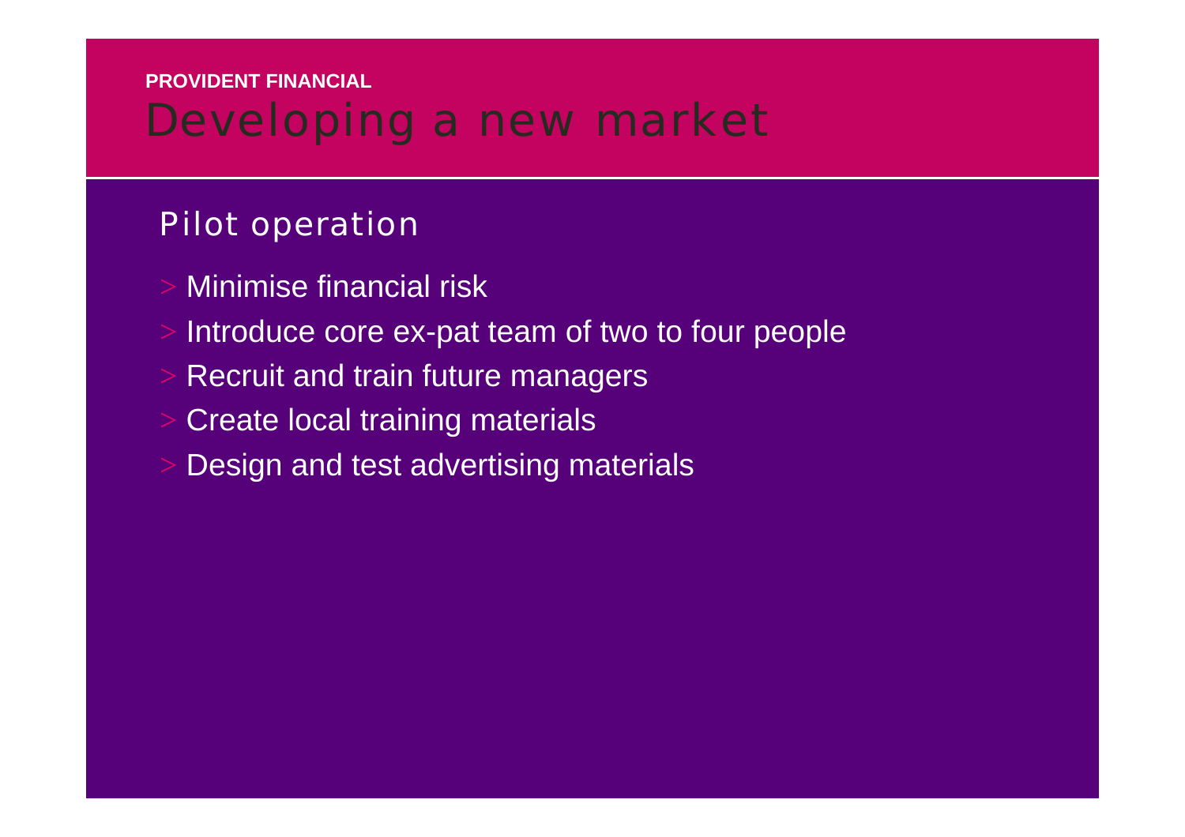**PROVIDENT FINANCIAL**

# Developing a new market

## Pilot operation

- Minimise financial risk
- Introduce core ex-pat team of two to four people
- Recruit and train future managers
- Create local training materials
- Design and test advertising materials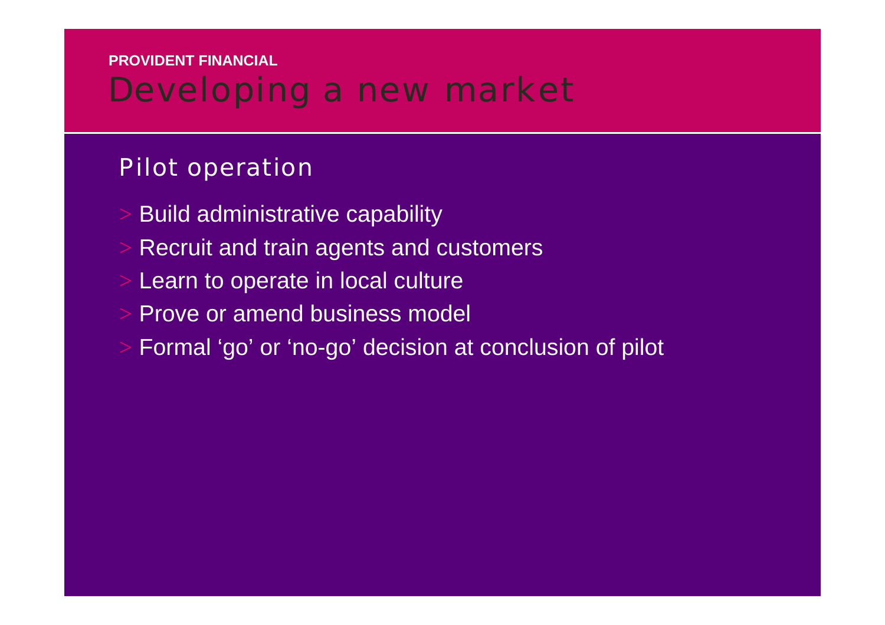**PROVIDENT FINANCIAL**

# Developing a new market

## Pilot operation

- Build administrative capability
- Recruit and train agents and customers
- Learn to operate in local culture
- Prove or amend business model
- Formal ‘go’ or ‘no-go’ decision at conclusion of pilot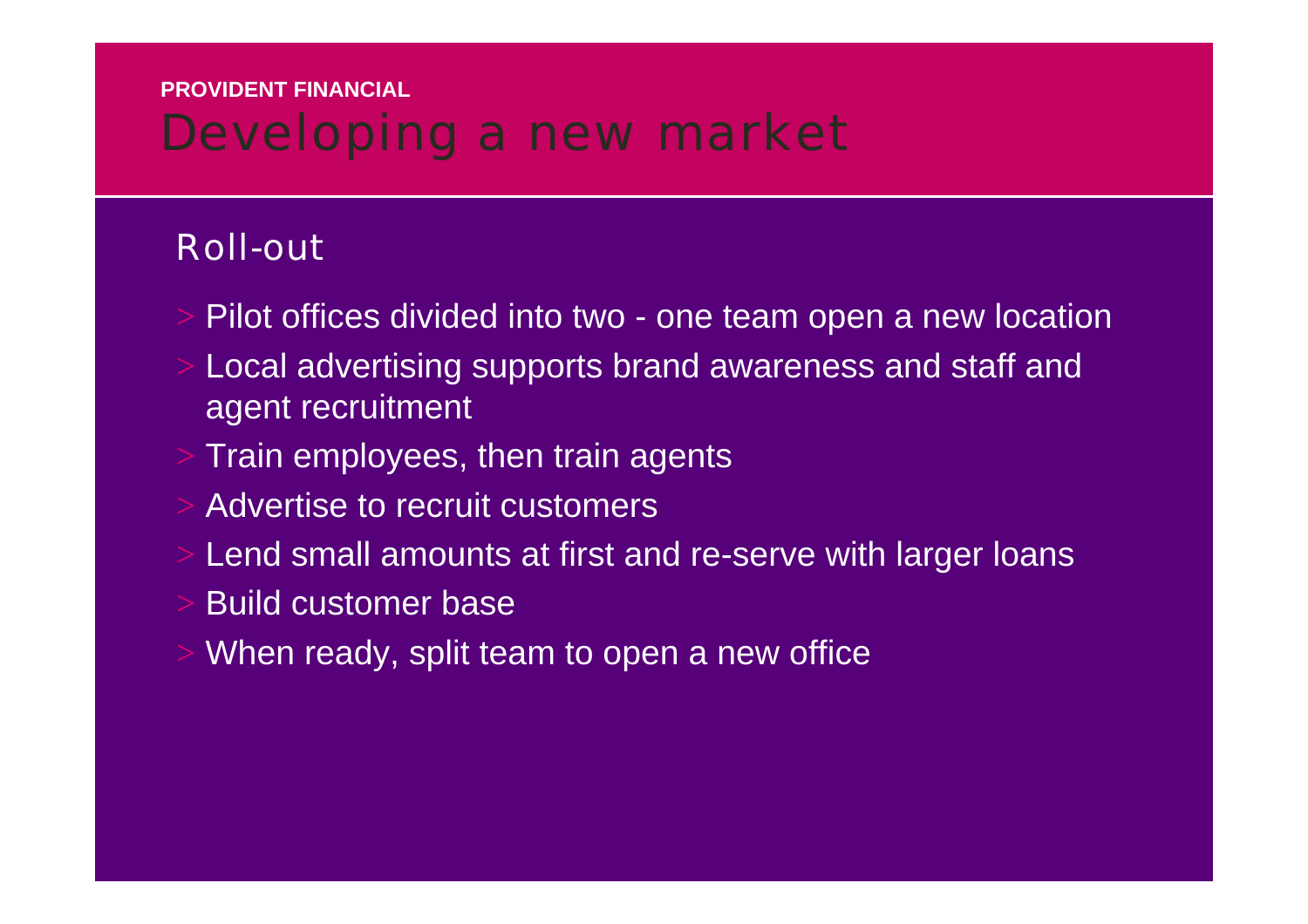**PROVIDENT FINANCIAL**

# Developing a new market

## Roll-out

- Pilot offices divided into two - one team open a new location
- Local advertising supports brand awareness and staff and agent recruitment
- Train employees, then train agents
- Advertise to recruit customers
- Lend small amounts at first and re-serve with larger loans
- Build customer base
- When ready, split team to open a new office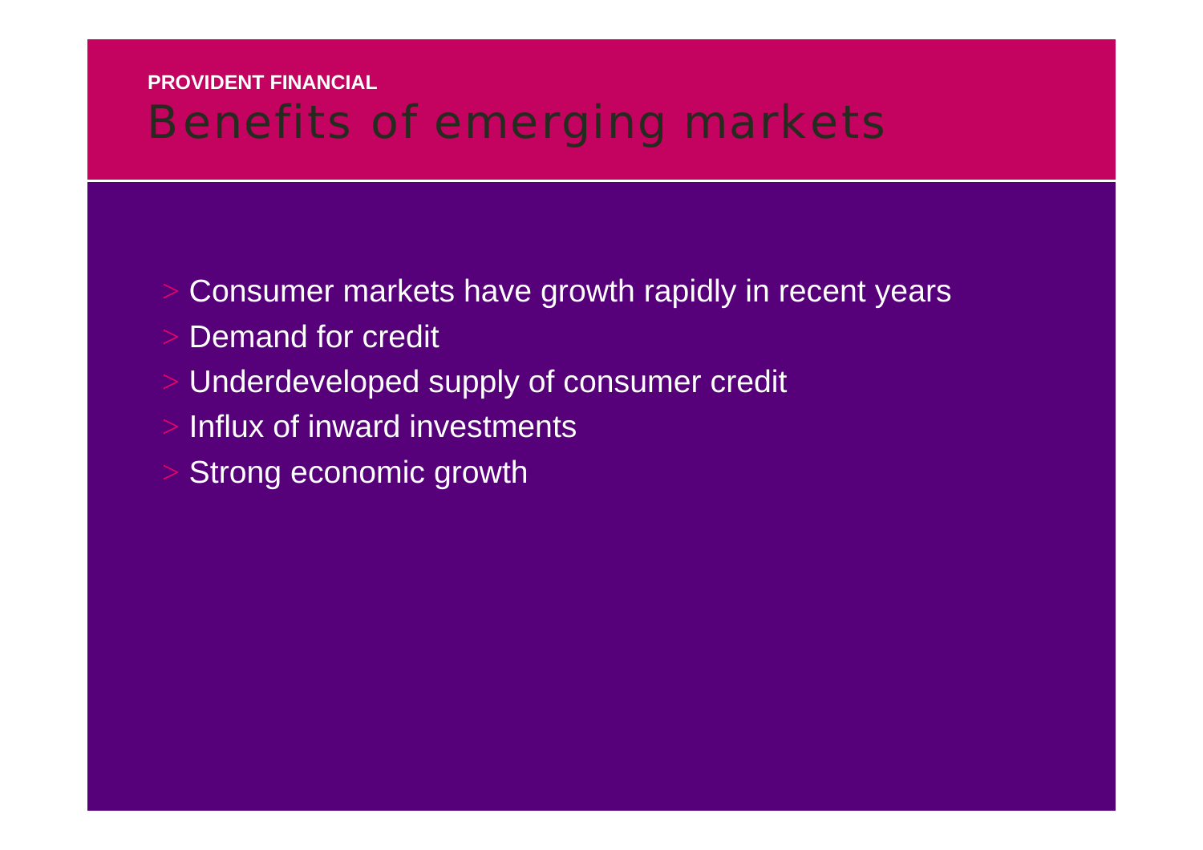PROVIDENT FINANCIAL

# Benefits of emerging markets

- Consumer markets have growth rapidly in recent years
- Demand for credit
- Underdeveloped supply of consumer credit
- Influx of inward investments
- Strong economic growth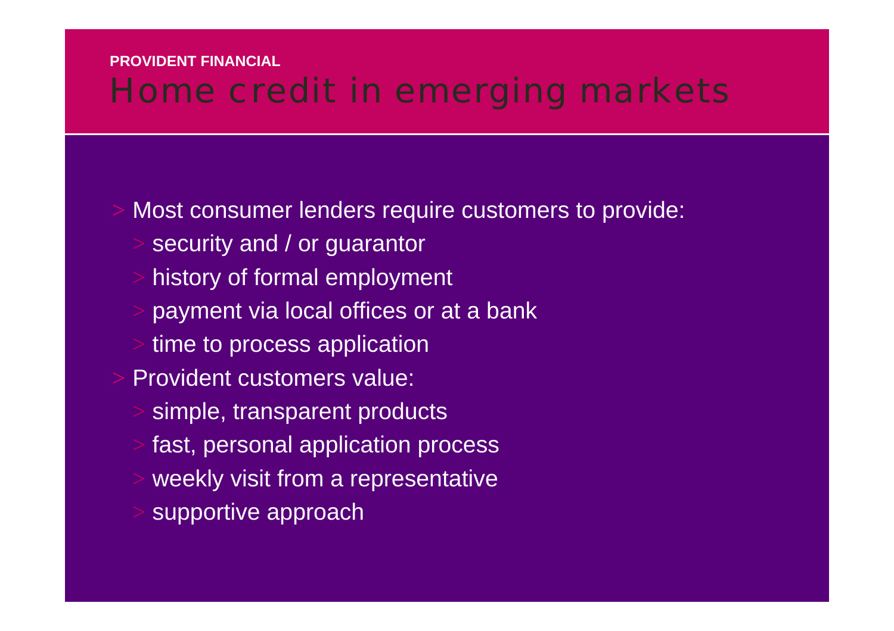PROVIDENT FINANCIAL

# Home credit in emerging markets

- Most consumer lenders require customers to provide:
  - security and / or guarantor
  - history of formal employment
  - payment via local offices or at a bank
  - time to process application
- Provident customers value:
  - simple, transparent products
  - fast, personal application process
  - weekly visit from a representative
  - supportive approach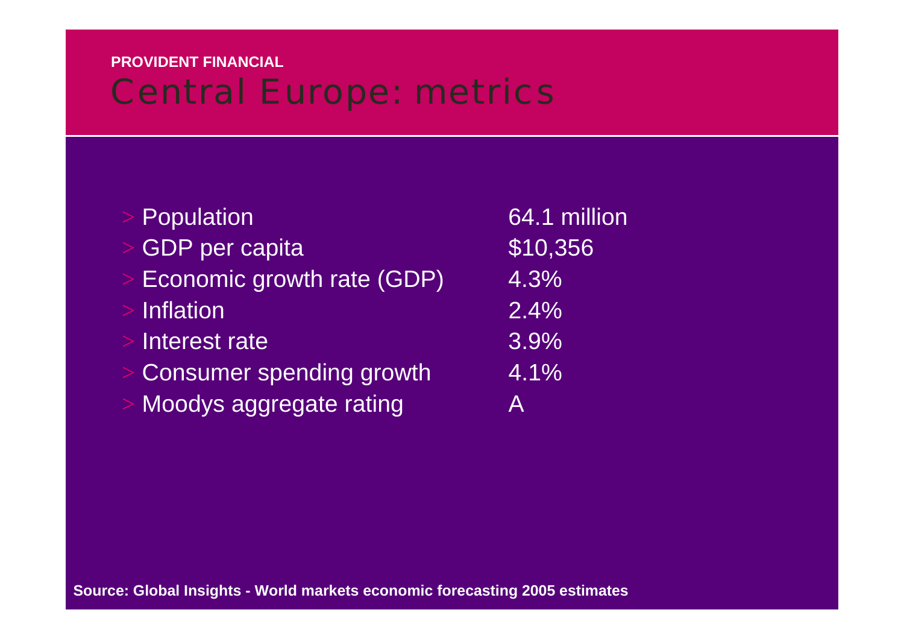PROVIDENT FINANCIAL

# Central Europe: metrics

| Metric | Value |
|---|---|
| Population | 64.1 million |
| GDP per capita | $10,356 |
| Economic growth rate (GDP) | 4.3% |
| Inflation | 2.4% |
| Interest rate | 3.9% |
| Consumer spending growth | 4.1% |
| Moodys aggregate rating | A |

**Source: Global Insights - World markets economic forecasting 2005 estimates**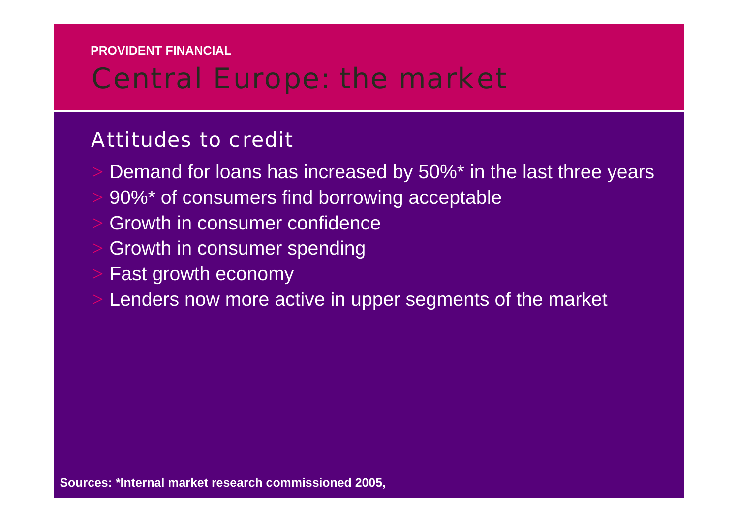PROVIDENT FINANCIAL

# Central Europe: the market

## Attitudes to credit

> Demand for loans has increased by 50%* in the last three years
> 90%* of consumers find borrowing acceptable
> Growth in consumer confidence
> Growth in consumer spending
> Fast growth economy
> Lenders now more active in upper segments of the market

**Sources: *Internal market research commissioned 2005,**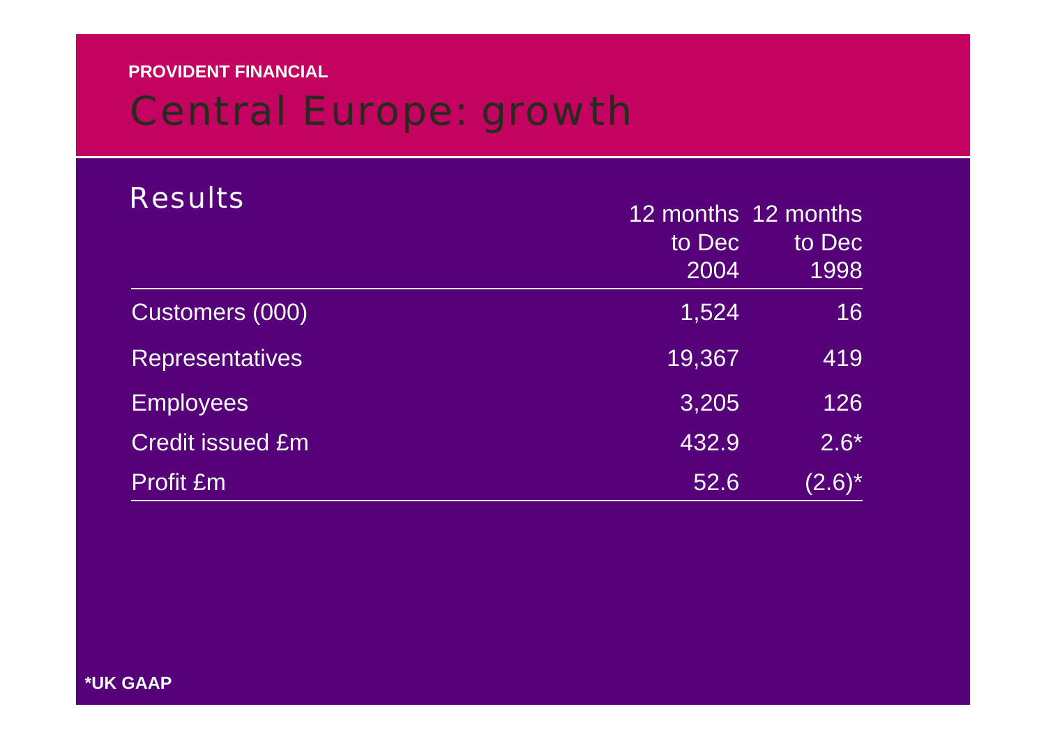PROVIDENT FINANCIAL

# Central Europe: growth

## Results

| | 12 months to Dec 2004 | 12 months to Dec 1998 |
|---|---|---|
| Customers (000) | 1,524 | 16 |
| Representatives | 19,367 | 419 |
| Employees | 3,205 | 126 |
| Credit issued £m | 432.9 | 2.6* |
| Profit £m | 52.6 | (2.6)* |

**\*UK GAAP**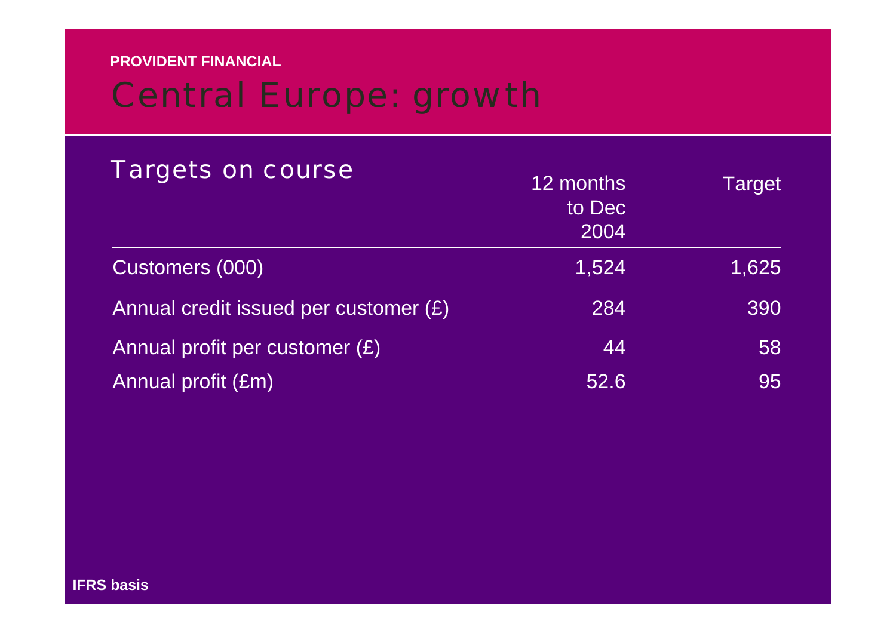**PROVIDENT FINANCIAL**

# Central Europe: growth

## Targets on course

| | 12 months to Dec 2004 | Target |
|---|---|---|
| Customers (000) | 1,524 | 1,625 |
| Annual credit issued per customer (£) | 284 | 390 |
| Annual profit per customer (£) | 44 | 58 |
| Annual profit (£m) | 52.6 | 95 |

**IFRS basis**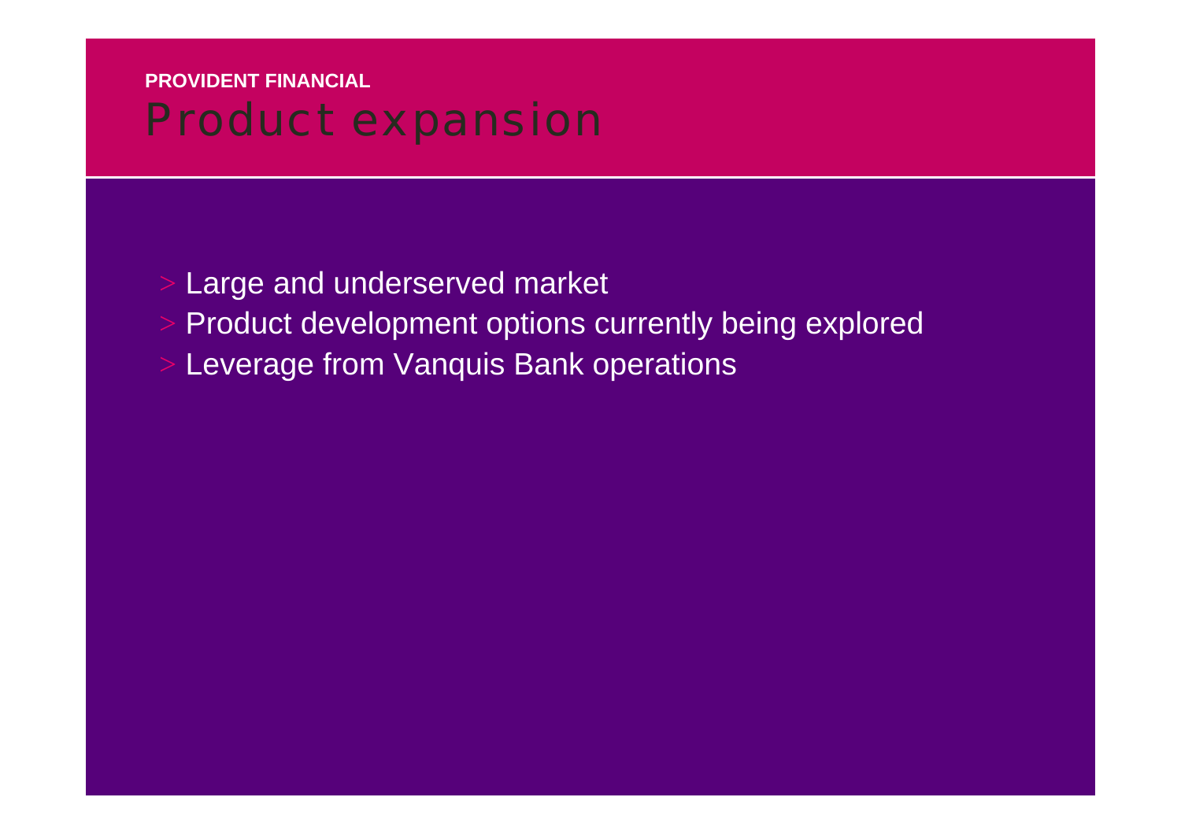PROVIDENT FINANCIAL

# Product expansion

- Large and underserved market
- Product development options currently being explored
- Leverage from Vanquis Bank operations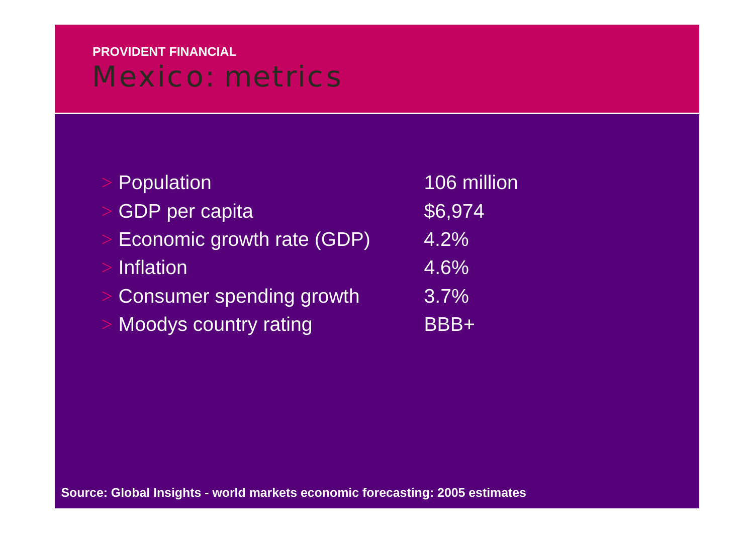PROVIDENT FINANCIAL

# Mexico: metrics

| Metric | Value |
| --- | --- |
| > Population | 106 million |
| > GDP per capita | $6,974 |
| > Economic growth rate (GDP) | 4.2% |
| > Inflation | 4.6% |
| > Consumer spending growth | 3.7% |
| > Moodys country rating | BBB+ |

**Source: Global Insights - world markets economic forecasting: 2005 estimates**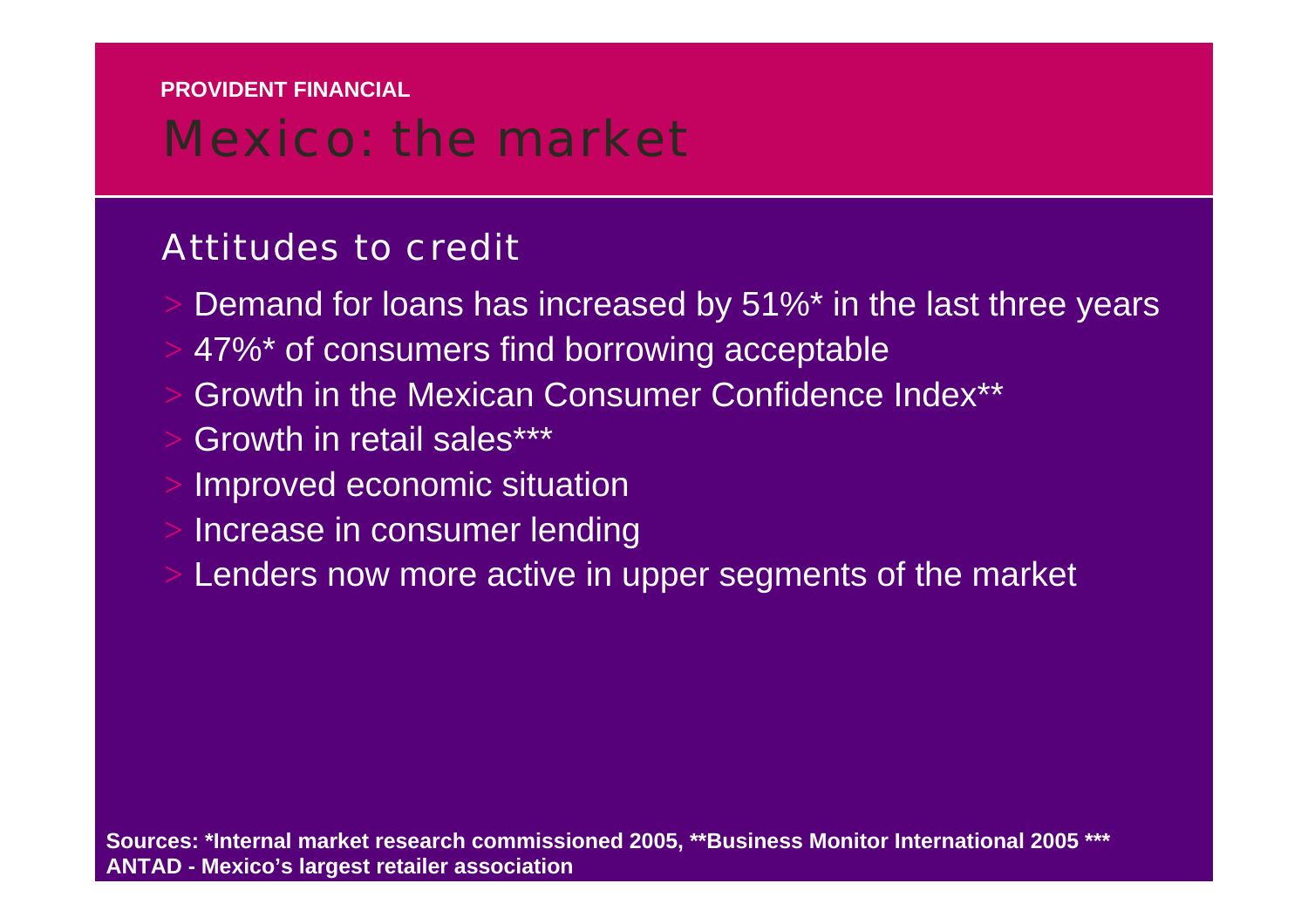PROVIDENT FINANCIAL

# Mexico: the market

## Attitudes to credit

- Demand for loans has increased by 51%* in the last three years
- 47%* of consumers find borrowing acceptable
- Growth in the Mexican Consumer Confidence Index**
- Growth in retail sales***
- Improved economic situation
- Increase in consumer lending
- Lenders now more active in upper segments of the market

**Sources: *Internal market research commissioned 2005, **Business Monitor International 2005 *** ANTAD - Mexico's largest retailer association**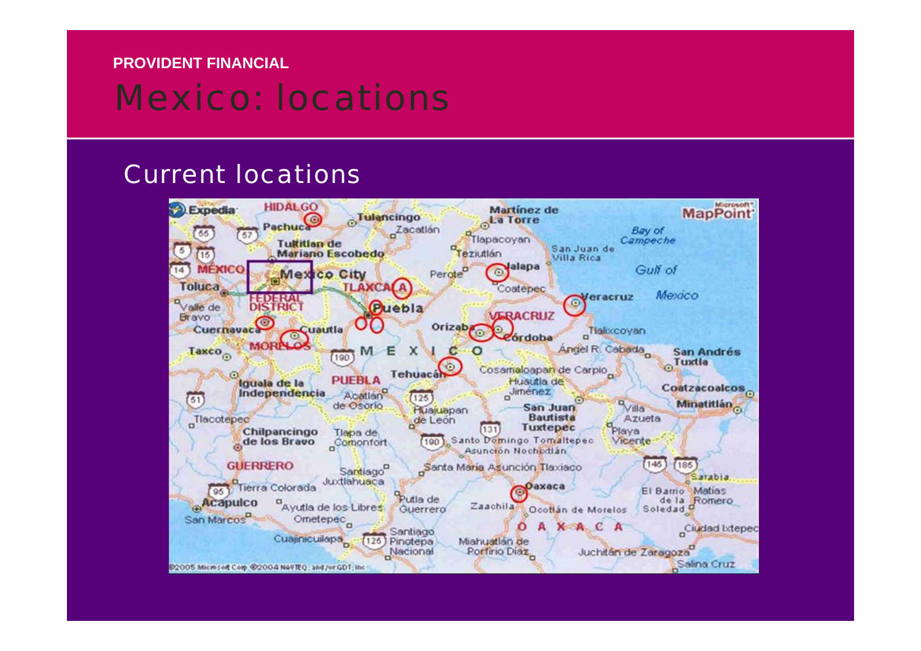PROVIDENT FINANCIAL

# Mexico: locations

## Current locations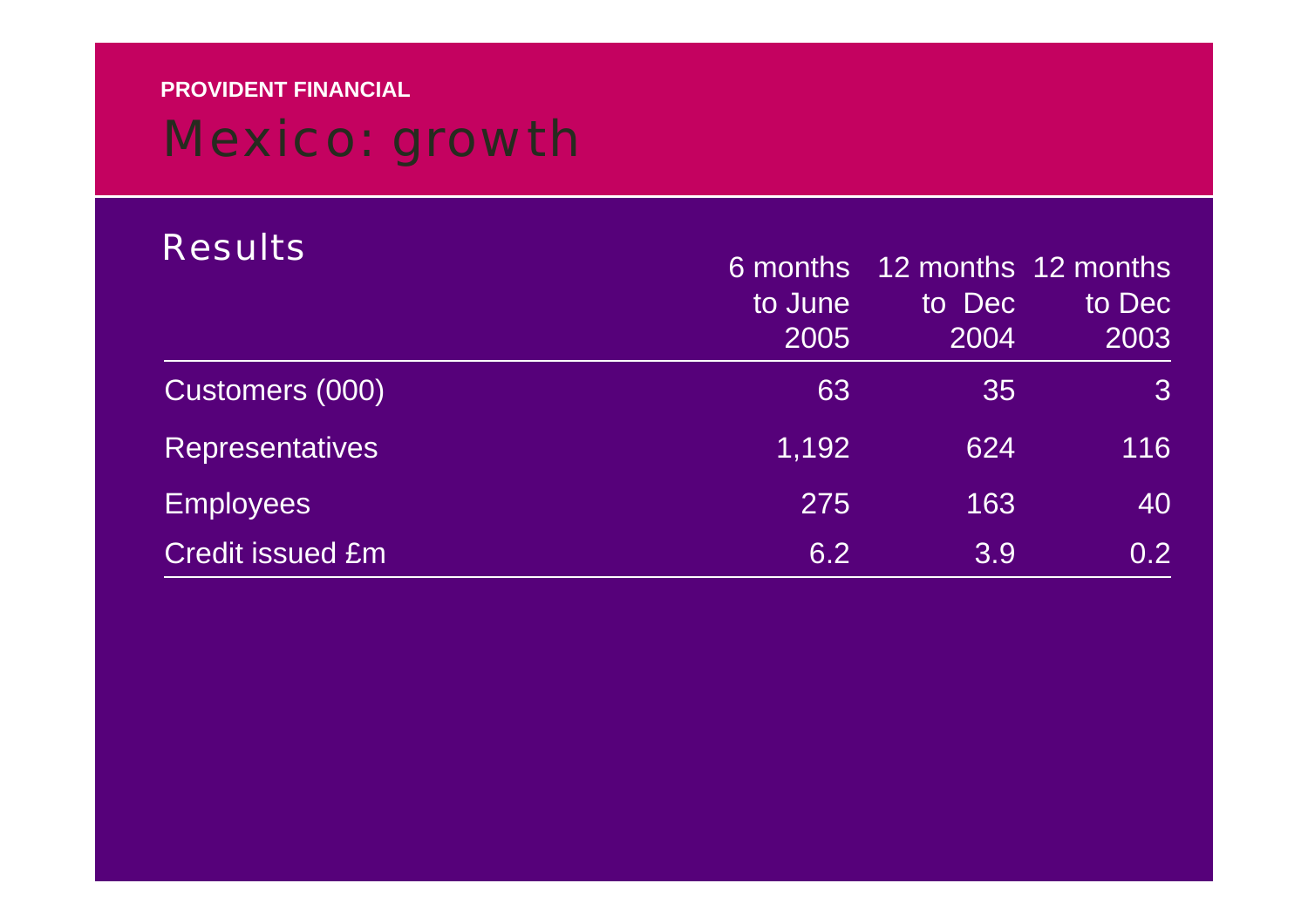PROVIDENT FINANCIAL

# Mexico: growth

## Results

| | 6 months to June 2005 | 12 months to Dec 2004 | 12 months to Dec 2003 |
|---|---|---|---|
| Customers (000) | 63 | 35 | 3 |
| Representatives | 1,192 | 624 | 116 |
| Employees | 275 | 163 | 40 |
| Credit issued £m | 6.2 | 3.9 | 0.2 |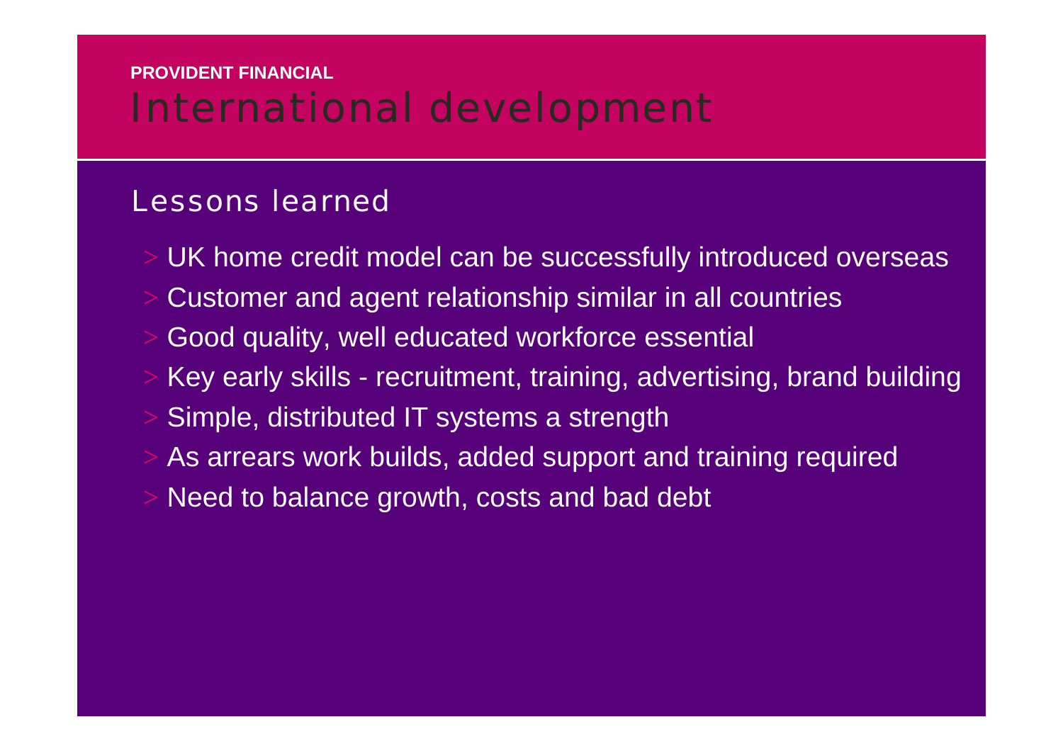PROVIDENT FINANCIAL

# International development

## Lessons learned

- UK home credit model can be successfully introduced overseas
- Customer and agent relationship similar in all countries
- Good quality, well educated workforce essential
- Key early skills - recruitment, training, advertising, brand building
- Simple, distributed IT systems a strength
- As arrears work builds, added support and training required
- Need to balance growth, costs and bad debt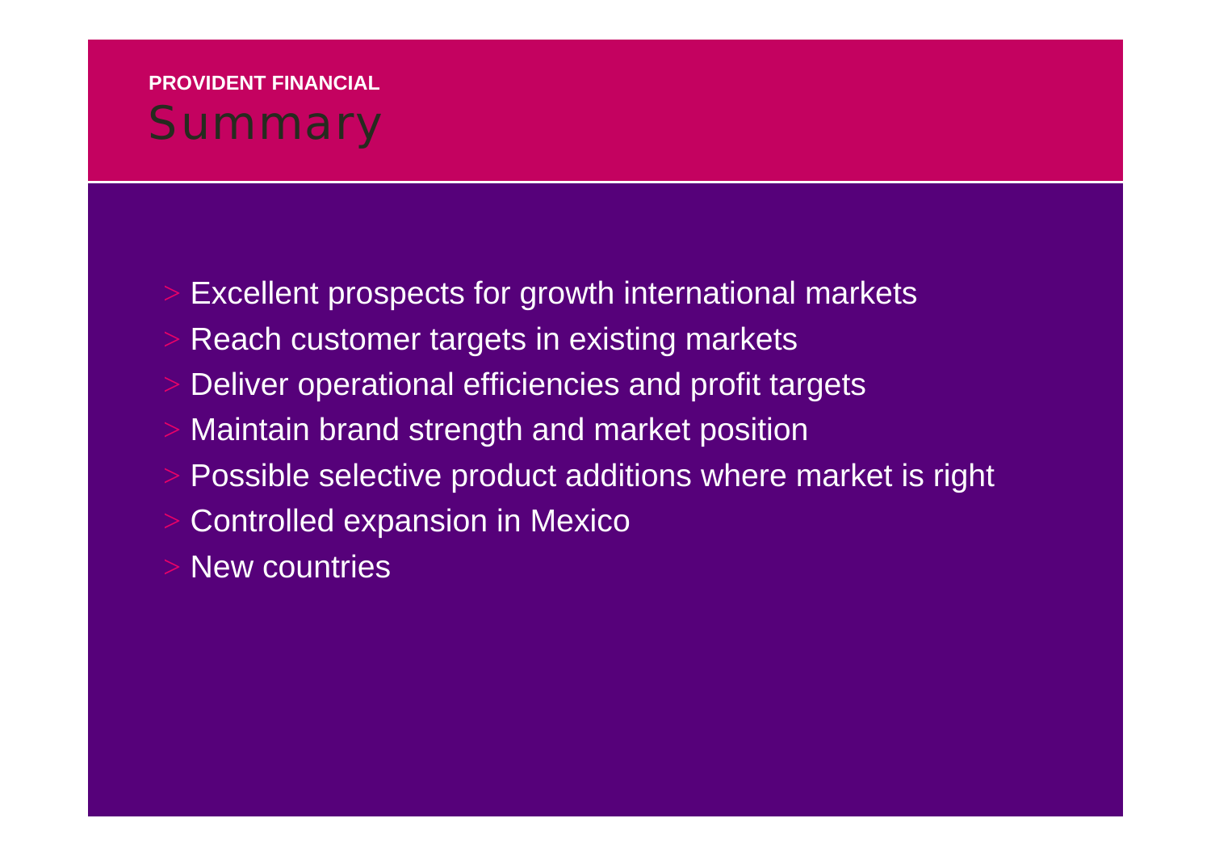**PROVIDENT FINANCIAL**

# Summary

- Excellent prospects for growth international markets
- Reach customer targets in existing markets
- Deliver operational efficiencies and profit targets
- Maintain brand strength and market position
- Possible selective product additions where market is right
- Controlled expansion in Mexico
- New countries